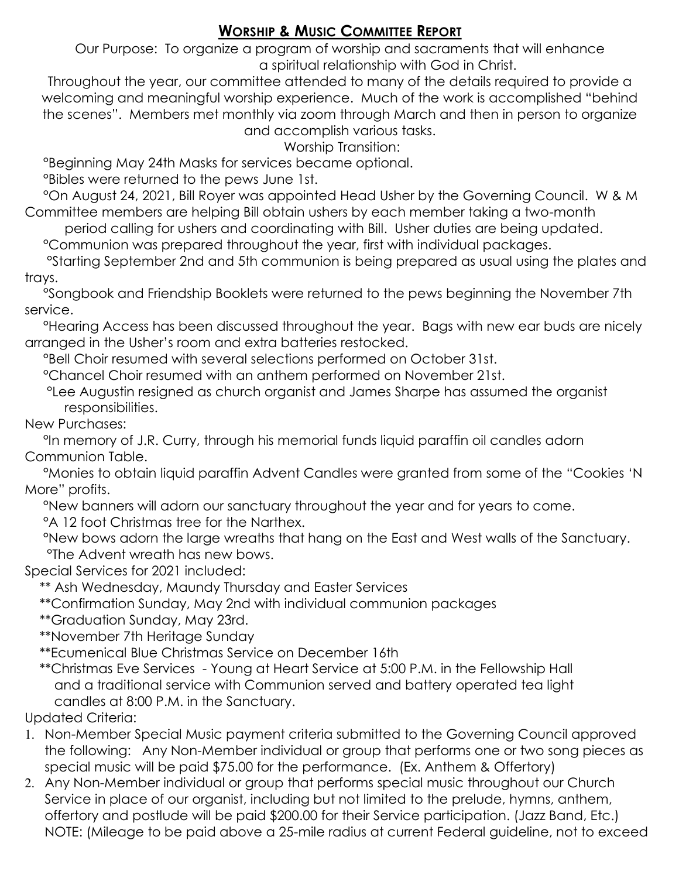## **WORSHIP & MUSIC COMMITTEE REPORT**

Our Purpose: To organize a program of worship and sacraments that will enhance a spiritual relationship with God in Christ.

Throughout the year, our committee attended to many of the details required to provide a welcoming and meaningful worship experience. Much of the work is accomplished "behind the scenes". Members met monthly via zoom through March and then in person to organize and accomplish various tasks.

Worship Transition:

°Beginning May 24th Masks for services became optional.

°Bibles were returned to the pews June 1st.

°On August 24, 2021, Bill Royer was appointed Head Usher by the Governing Council. W & M Committee members are helping Bill obtain ushers by each member taking a two-month period calling for ushers and coordinating with Bill. Usher duties are being updated.

°Communion was prepared throughout the year, first with individual packages.

°Starting September 2nd and 5th communion is being prepared as usual using the plates and trays.

°Songbook and Friendship Booklets were returned to the pews beginning the November 7th service.

°Hearing Access has been discussed throughout the year. Bags with new ear buds are nicely arranged in the Usher's room and extra batteries restocked.

°Bell Choir resumed with several selections performed on October 31st.

°Chancel Choir resumed with an anthem performed on November 21st.

°Lee Augustin resigned as church organist and James Sharpe has assumed the organist responsibilities.

New Purchases:

°In memory of J.R. Curry, through his memorial funds liquid paraffin oil candles adorn Communion Table.

°Monies to obtain liquid paraffin Advent Candles were granted from some of the "Cookies 'N More" profits.

°New banners will adorn our sanctuary throughout the year and for years to come.

°A 12 foot Christmas tree for the Narthex.

°New bows adorn the large wreaths that hang on the East and West walls of the Sanctuary.

°The Advent wreath has new bows.

Special Services for 2021 included:

** Ash Wednesday, Maundy Thursday and Easter Services

**Confirmation Sunday, May 2nd with individual communion packages

**Graduation Sunday, May 23rd.

**November 7th Heritage Sunday

**Ecumenical Blue Christmas Service on December 16th

**Christmas Eve Services - Young at Heart Service at 5:00 P.M. in the Fellowship Hall and a traditional service with Communion served and battery operated tea light candles at 8:00 P.M. in the Sanctuary.

Updated Criteria:

1. Non-Member Special Music payment criteria submitted to the Governing Council approved the following: Any Non-Member individual or group that performs one or two song pieces as special music will be paid $75.00 for the performance. (Ex. Anthem & Offertory)
2. Any Non-Member individual or group that performs special music throughout our Church Service in place of our organist, including but not limited to the prelude, hymns, anthem, offertory and postlude will be paid $200.00 for their Service participation. (Jazz Band, Etc.) NOTE: (Mileage to be paid above a 25-mile radius at current Federal guideline, not to exceed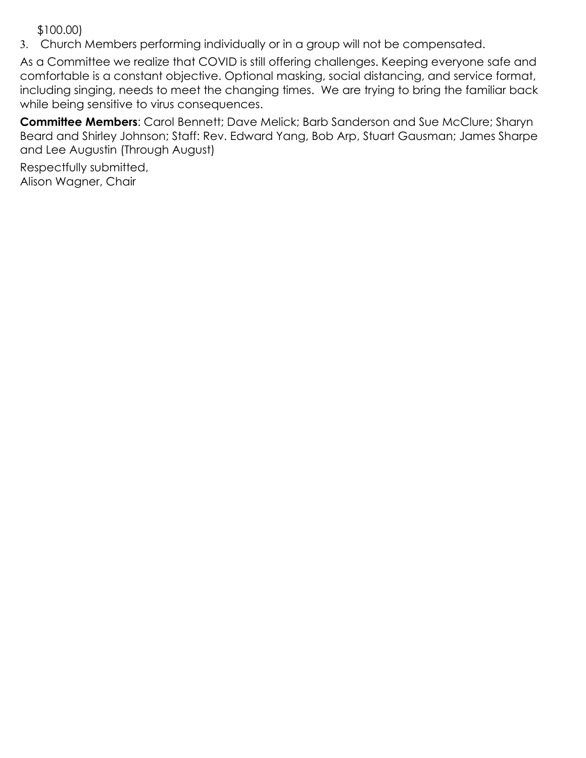$100.00)

3. Church Members performing individually or in a group will not be compensated.

As a Committee we realize that COVID is still offering challenges. Keeping everyone safe and comfortable is a constant objective. Optional masking, social distancing, and service format, including singing, needs to meet the changing times. We are trying to bring the familiar back while being sensitive to virus consequences.

**Committee Members**: Carol Bennett; Dave Melick; Barb Sanderson and Sue McClure; Sharyn Beard and Shirley Johnson; Staff: Rev. Edward Yang, Bob Arp, Stuart Gausman; James Sharpe and Lee Augustin (Through August)

Respectfully submitted,
Alison Wagner, Chair